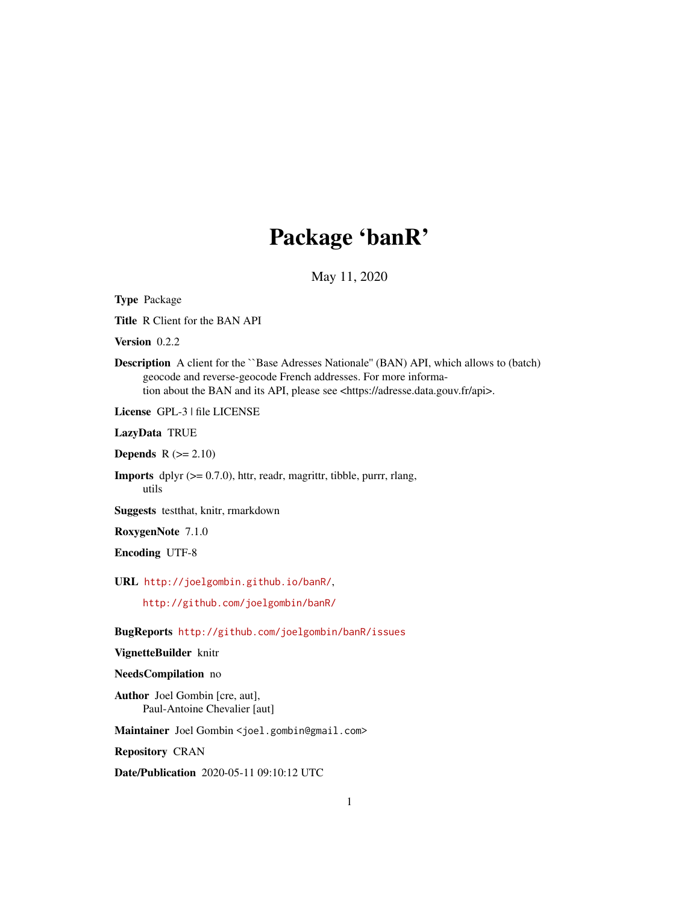# Package 'banR'

May 11, 2020

**Type** Package

**Title** R Client for the BAN API

**Version** 0.2.2

**Description** A client for the ``Base Adresses Nationale'' (BAN) API, which allows to (batch) geocode and reverse-geocode French addresses. For more information about the BAN and its API, please see <https://adresse.data.gouv.fr/api>.

**License** GPL-3 | file LICENSE

**LazyData** TRUE

**Depends** R (>= 2.10)

**Imports** dplyr (>= 0.7.0), httr, readr, magrittr, tibble, purrr, rlang, utils

**Suggests** testthat, knitr, rmarkdown

**RoxygenNote** 7.1.0

**Encoding** UTF-8

**URL** http://joelgombin.github.io/banR/,

http://github.com/joelgombin/banR/

**BugReports** http://github.com/joelgombin/banR/issues

**VignetteBuilder** knitr

**NeedsCompilation** no

**Author** Joel Gombin [cre, aut],
Paul-Antoine Chevalier [aut]

**Maintainer** Joel Gombin <joel.gombin@gmail.com>

**Repository** CRAN

**Date/Publication** 2020-05-11 09:10:12 UTC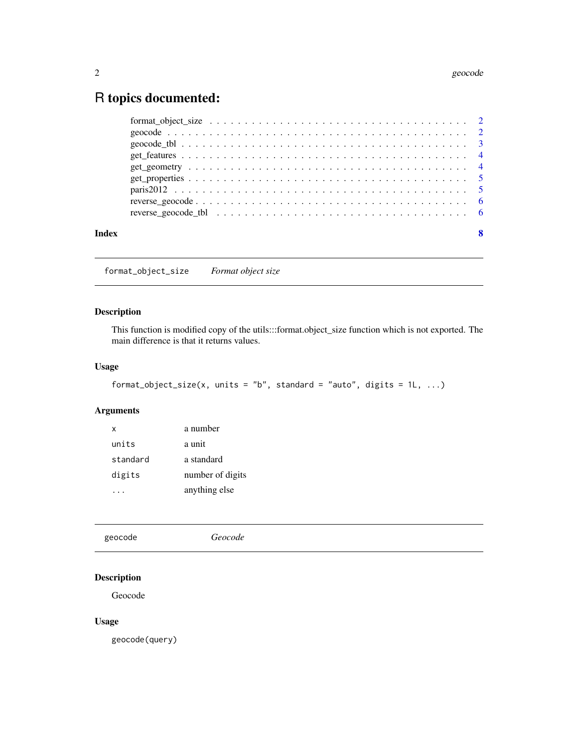# R topics documented:

format_object_size . . . . . . . . . . . . . . . . . . . . . . . . . . . . . . . . . . . . 2
geocode . . . . . . . . . . . . . . . . . . . . . . . . . . . . . . . . . . . . . . . . . 2
geocode_tbl . . . . . . . . . . . . . . . . . . . . . . . . . . . . . . . . . . . . . . . 3
get_features . . . . . . . . . . . . . . . . . . . . . . . . . . . . . . . . . . . . . . . 4
get_geometry . . . . . . . . . . . . . . . . . . . . . . . . . . . . . . . . . . . . . . 4
get_properties . . . . . . . . . . . . . . . . . . . . . . . . . . . . . . . . . . . . . . 5
paris2012 . . . . . . . . . . . . . . . . . . . . . . . . . . . . . . . . . . . . . . . . 5
reverse_geocode . . . . . . . . . . . . . . . . . . . . . . . . . . . . . . . . . . . . . 6
reverse_geocode_tbl . . . . . . . . . . . . . . . . . . . . . . . . . . . . . . . . . . . 6

**Index** **8**

---

`format_object_size` *Format object size*

---

## Description

This function is modified copy of the utils:::format.object_size function which is not exported. The main difference is that it returns values.

## Usage

```
format_object_size(x, units = "b", standard = "auto", digits = 1L, ...)
```

## Arguments

| | |
|---|---|
| `x` | a number |
| `units` | a unit |
| `standard` | a standard |
| `digits` | number of digits |
| `...` | anything else |

---

`geocode` *Geocode*

---

## Description

Geocode

## Usage

```
geocode(query)
```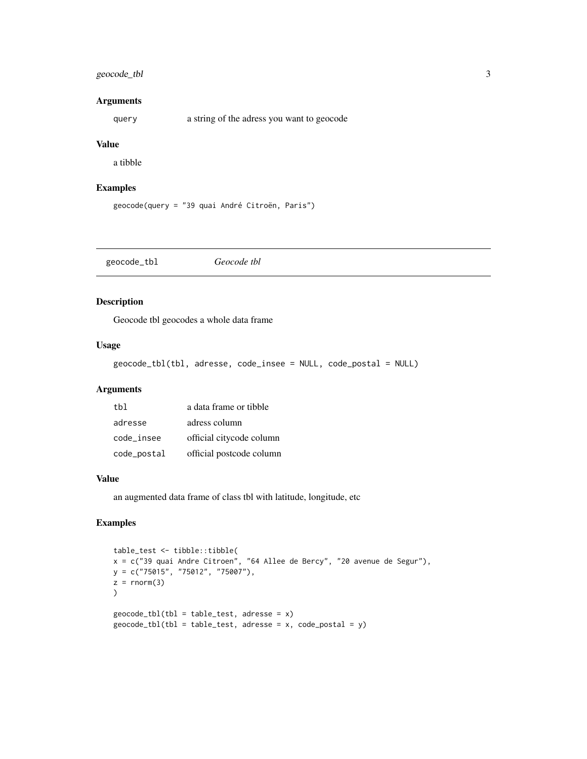### Arguments

| | |
|---|---|
| query | a string of the adress you want to geocode |

### Value

a tibble

### Examples

```
geocode(query = "39 quai André Citroën, Paris")
```

---

## geocode_tbl *Geocode tbl*

---

### Description

Geocode tbl geocodes a whole data frame

### Usage

```
geocode_tbl(tbl, adresse, code_insee = NULL, code_postal = NULL)
```

### Arguments

| | |
|---|---|
| tbl | a data frame or tibble |
| adresse | adress column |
| code_insee | official citycode column |
| code_postal | official postcode column |

### Value

an augmented data frame of class tbl with latitude, longitude, etc

### Examples

```
table_test <- tibble::tibble(
x = c("39 quai Andre Citroen", "64 Allee de Bercy", "20 avenue de Segur"),
y = c("75015", "75012", "75007"),
z = rnorm(3)
)

geocode_tbl(tbl = table_test, adresse = x)
geocode_tbl(tbl = table_test, adresse = x, code_postal = y)
```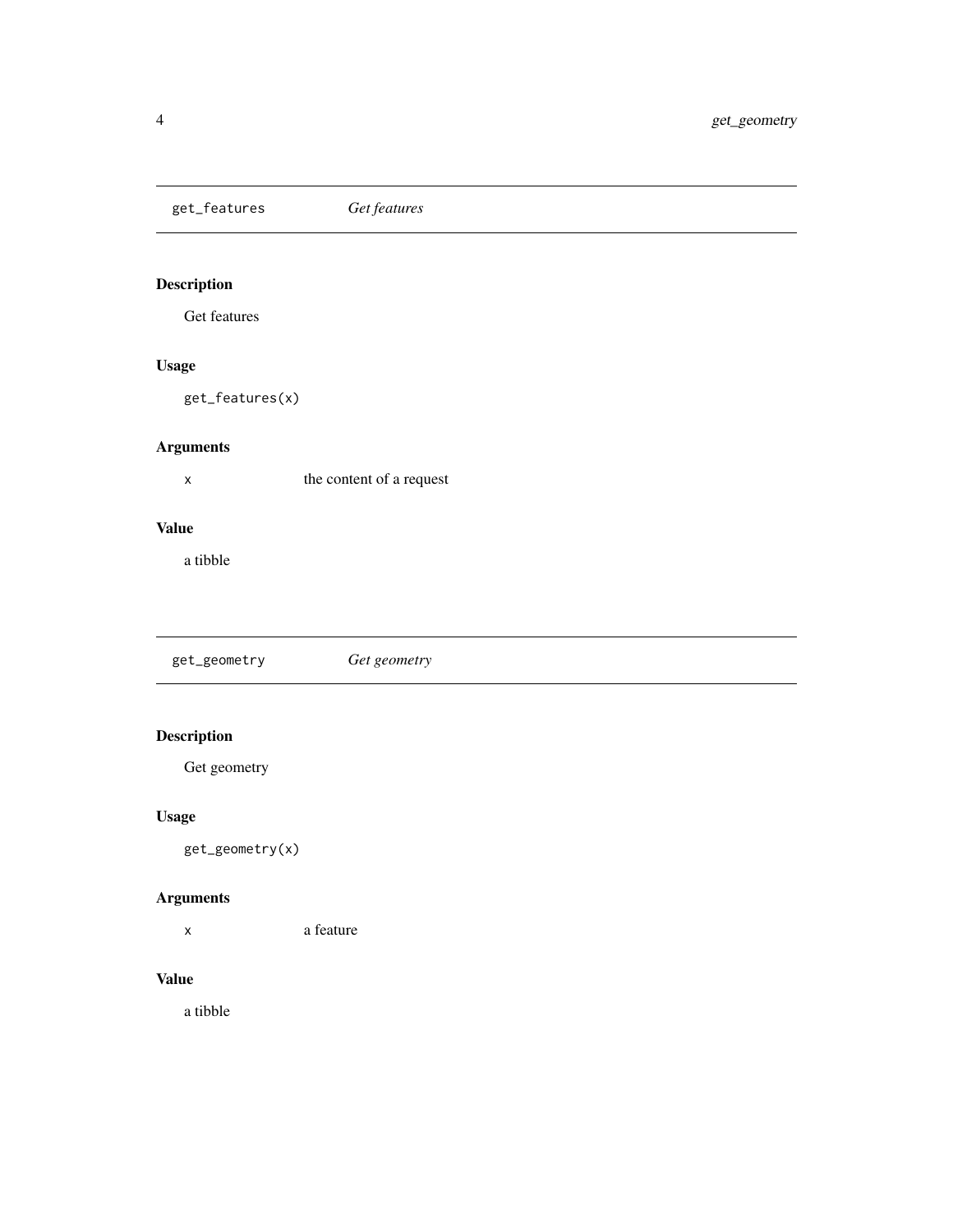## get_features — *Get features*

### Description

Get features

### Usage

```
get_features(x)
```

### Arguments

| | |
|---|---|
| x | the content of a request |

### Value

a tibble

## get_geometry — *Get geometry*

### Description

Get geometry

### Usage

```
get_geometry(x)
```

### Arguments

| | |
|---|---|
| x | a feature |

### Value

a tibble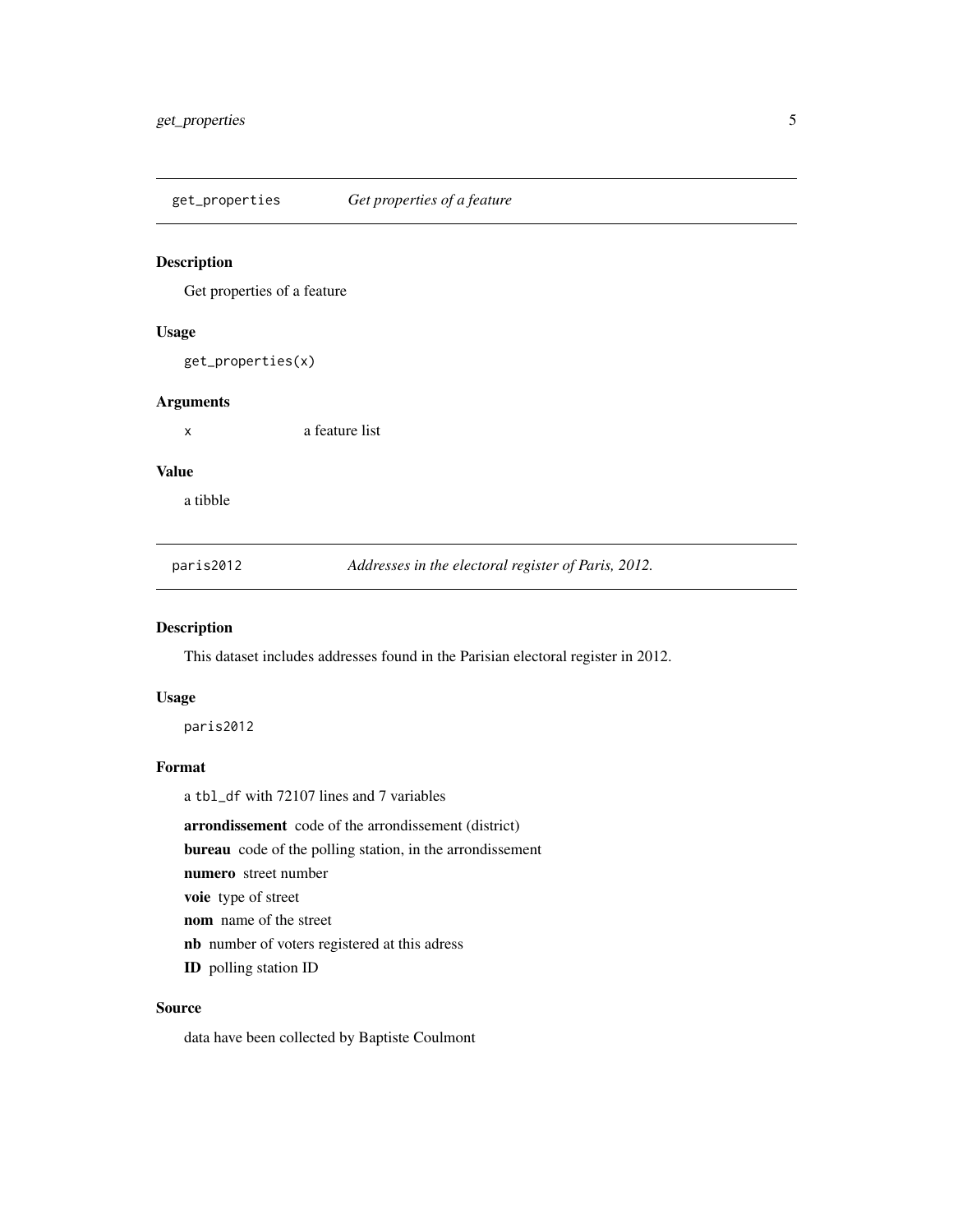## get_properties    *Get properties of a feature*

### Description

Get properties of a feature

### Usage

```
get_properties(x)
```

### Arguments

x    a feature list

### Value

a tibble

## paris2012    *Addresses in the electoral register of Paris, 2012.*

### Description

This dataset includes addresses found in the Parisian electoral register in 2012.

### Usage

```
paris2012
```

### Format

a `tbl_df` with 72107 lines and 7 variables

**arrondissement** code of the arrondissement (district)

**bureau** code of the polling station, in the arrondissement

**numero** street number

**voie** type of street

**nom** name of the street

**nb** number of voters registered at this adress

**ID** polling station ID

### Source

data have been collected by Baptiste Coulmont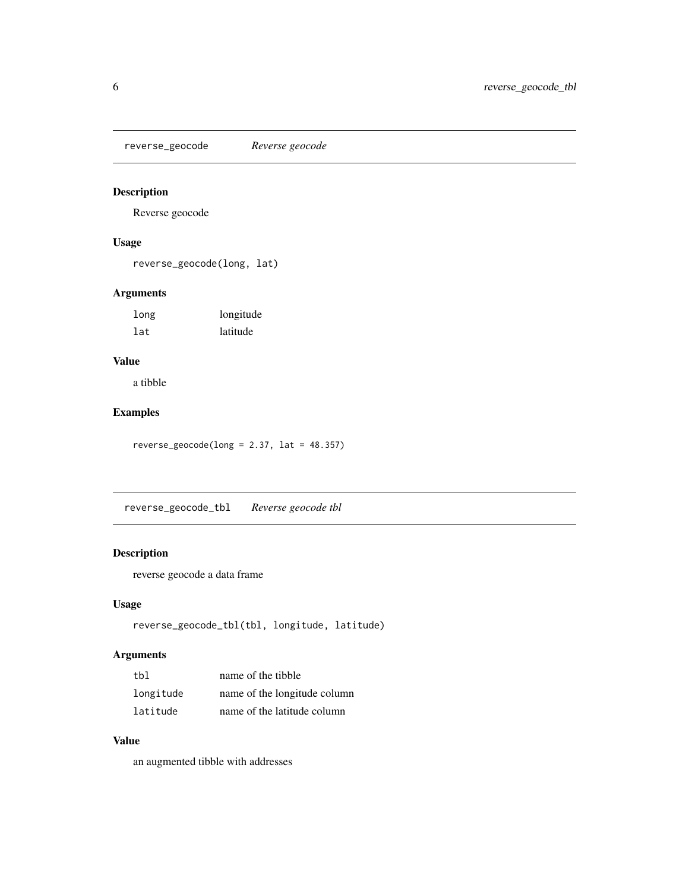## reverse_geocode *Reverse geocode*

### Description

Reverse geocode

### Usage

```
reverse_geocode(long, lat)
```

### Arguments

| | |
|---|---|
| long | longitude |
| lat | latitude |

### Value

a tibble

### Examples

```
reverse_geocode(long = 2.37, lat = 48.357)
```

## reverse_geocode_tbl *Reverse geocode tbl*

### Description

reverse geocode a data frame

### Usage

```
reverse_geocode_tbl(tbl, longitude, latitude)
```

### Arguments

| | |
|---|---|
| tbl | name of the tibble |
| longitude | name of the longitude column |
| latitude | name of the latitude column |

### Value

an augmented tibble with addresses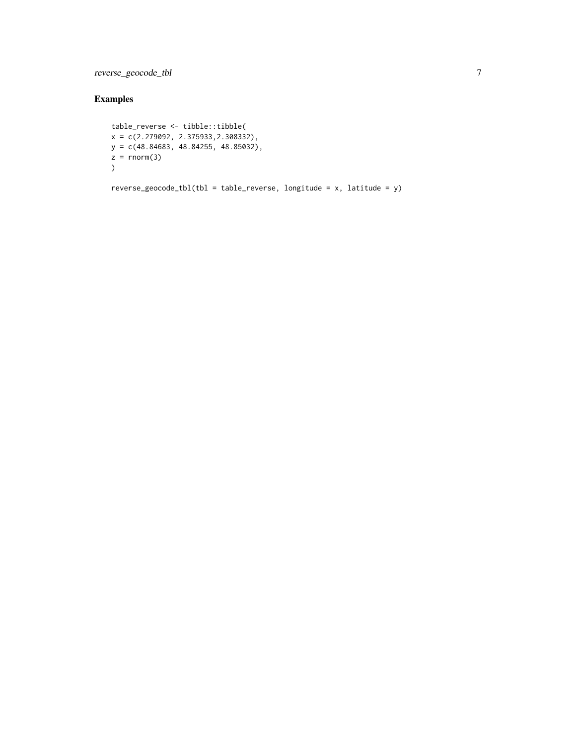## Examples

```
table_reverse <- tibble::tibble(
x = c(2.279092, 2.375933,2.308332),
y = c(48.84683, 48.84255, 48.85032),
z = rnorm(3)
)

reverse_geocode_tbl(tbl = table_reverse, longitude = x, latitude = y)
```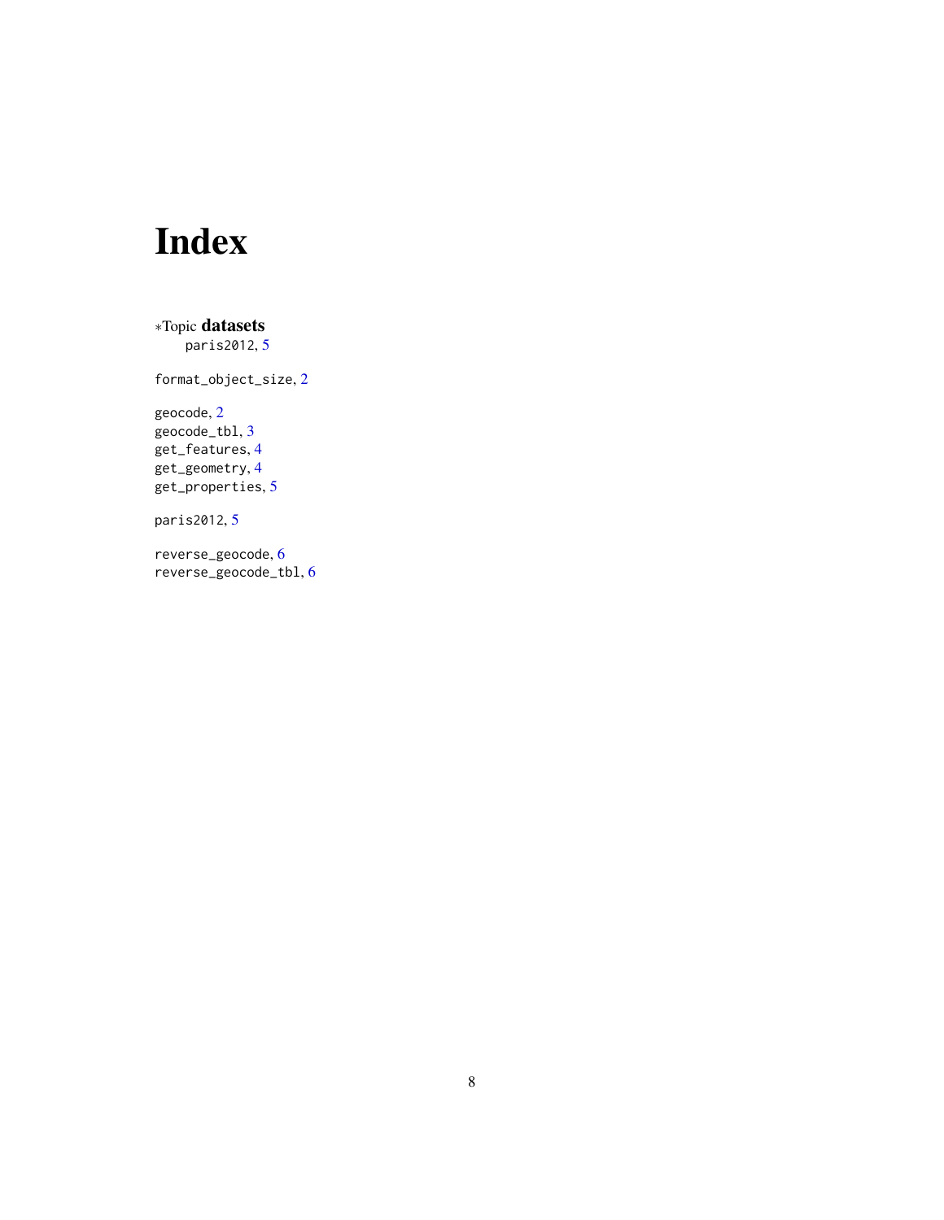# Index

*Topic **datasets**
    paris2012, 5

format_object_size, 2

geocode, 2
geocode_tbl, 3
get_features, 4
get_geometry, 4
get_properties, 5

paris2012, 5

reverse_geocode, 6
reverse_geocode_tbl, 6